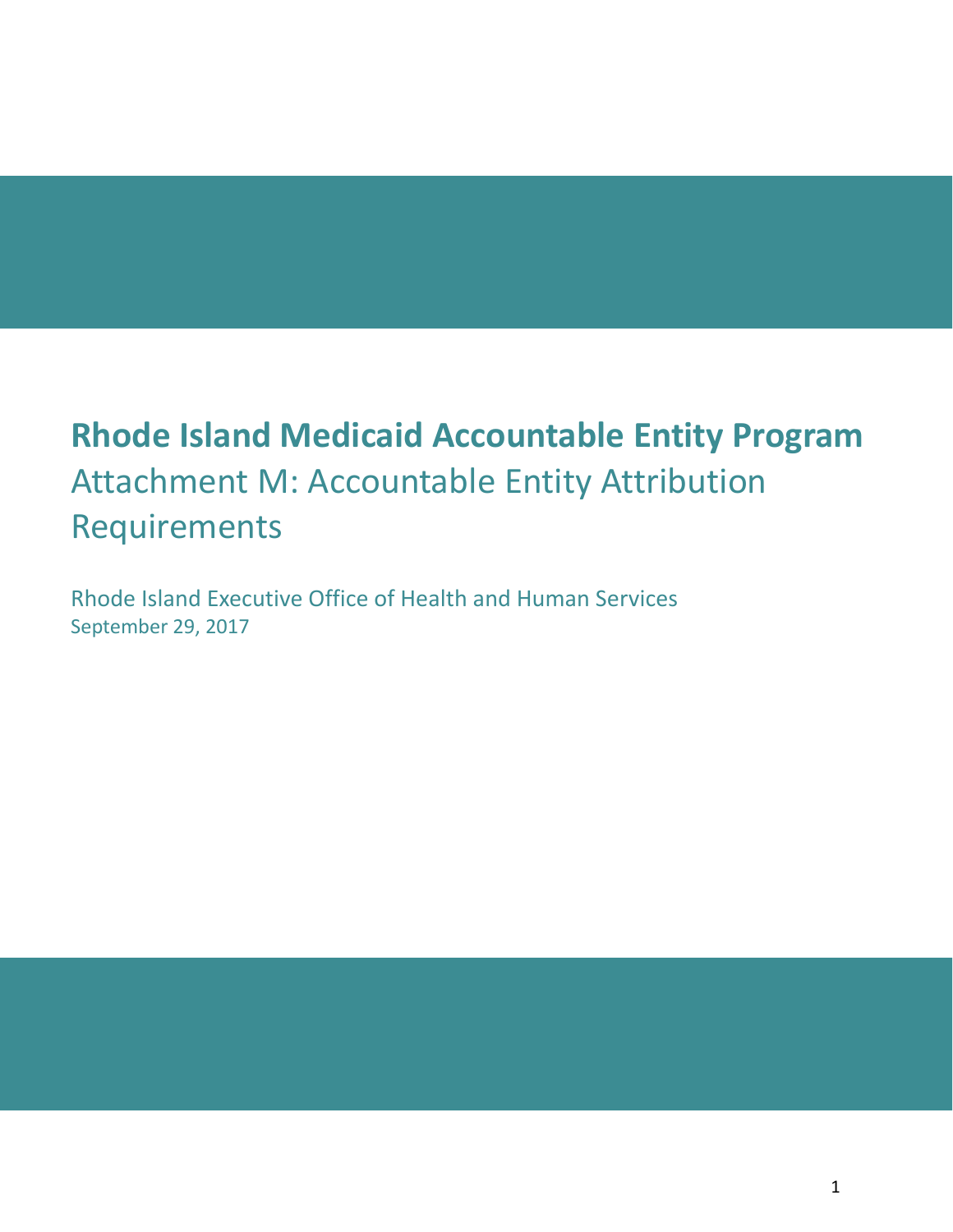# Rhode Island Medicaid Accountable Entity Program

## Attachment M: Accountable Entity Attribution Requirements

Rhode Island Executive Office of Health and Human Services

September 29, 2017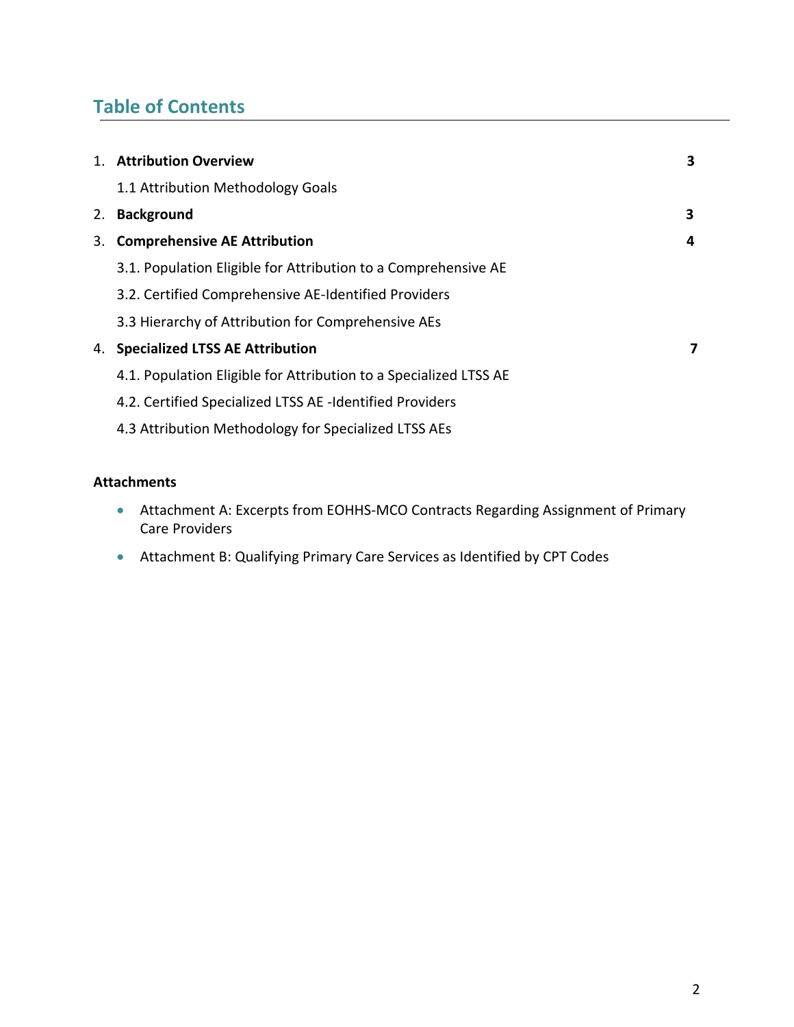## Table of Contents

| | | |
|---|---|---|
| 1. | **Attribution Overview** | **3** |
| | 1.1 Attribution Methodology Goals | |
| 2. | **Background** | **3** |
| 3. | **Comprehensive AE Attribution** | **4** |
| | 3.1. Population Eligible for Attribution to a Comprehensive AE | |
| | 3.2. Certified Comprehensive AE-Identified Providers | |
| | 3.3 Hierarchy of Attribution for Comprehensive AEs | |
| 4. | **Specialized LTSS AE Attribution** | **7** |
| | 4.1. Population Eligible for Attribution to a Specialized LTSS AE | |
| | 4.2. Certified Specialized LTSS AE -Identified Providers | |
| | 4.3 Attribution Methodology for Specialized LTSS AEs | |

**Attachments**

- Attachment A: Excerpts from EOHHS-MCO Contracts Regarding Assignment of Primary Care Providers
- Attachment B: Qualifying Primary Care Services as Identified by CPT Codes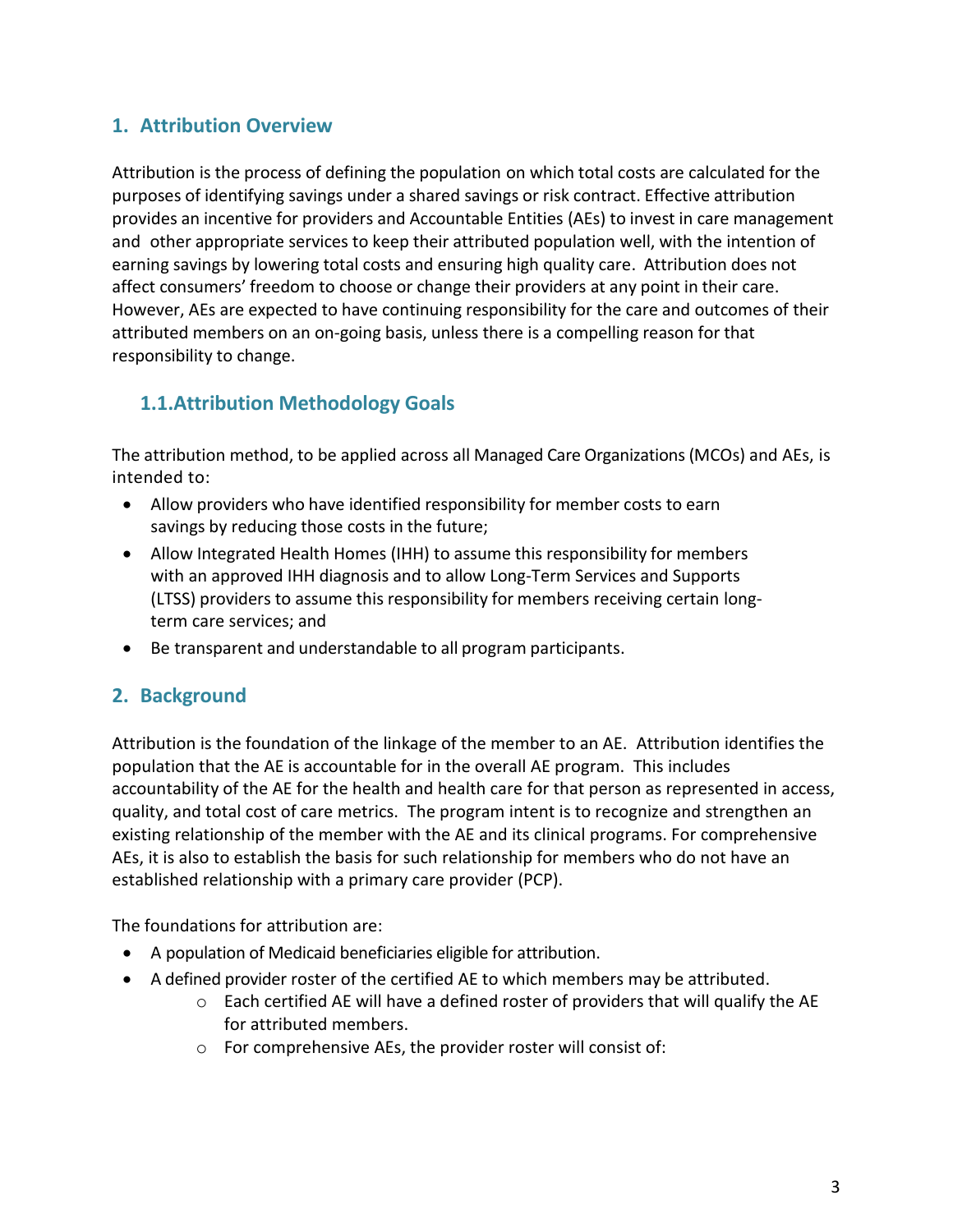## 1. Attribution Overview

Attribution is the process of defining the population on which total costs are calculated for the purposes of identifying savings under a shared savings or risk contract. Effective attribution provides an incentive for providers and Accountable Entities (AEs) to invest in care management and other appropriate services to keep their attributed population well, with the intention of earning savings by lowering total costs and ensuring high quality care. Attribution does not affect consumers' freedom to choose or change their providers at any point in their care. However, AEs are expected to have continuing responsibility for the care and outcomes of their attributed members on an on-going basis, unless there is a compelling reason for that responsibility to change.

### 1.1. Attribution Methodology Goals

The attribution method, to be applied across all Managed Care Organizations (MCOs) and AEs, is intended to:

- Allow providers who have identified responsibility for member costs to earn savings by reducing those costs in the future;
- Allow Integrated Health Homes (IHH) to assume this responsibility for members with an approved IHH diagnosis and to allow Long-Term Services and Supports (LTSS) providers to assume this responsibility for members receiving certain long-term care services; and
- Be transparent and understandable to all program participants.

## 2. Background

Attribution is the foundation of the linkage of the member to an AE. Attribution identifies the population that the AE is accountable for in the overall AE program. This includes accountability of the AE for the health and health care for that person as represented in access, quality, and total cost of care metrics. The program intent is to recognize and strengthen an existing relationship of the member with the AE and its clinical programs. For comprehensive AEs, it is also to establish the basis for such relationship for members who do not have an established relationship with a primary care provider (PCP).

The foundations for attribution are:

- A population of Medicaid beneficiaries eligible for attribution.
- A defined provider roster of the certified AE to which members may be attributed.
  - Each certified AE will have a defined roster of providers that will qualify the AE for attributed members.
  - For comprehensive AEs, the provider roster will consist of: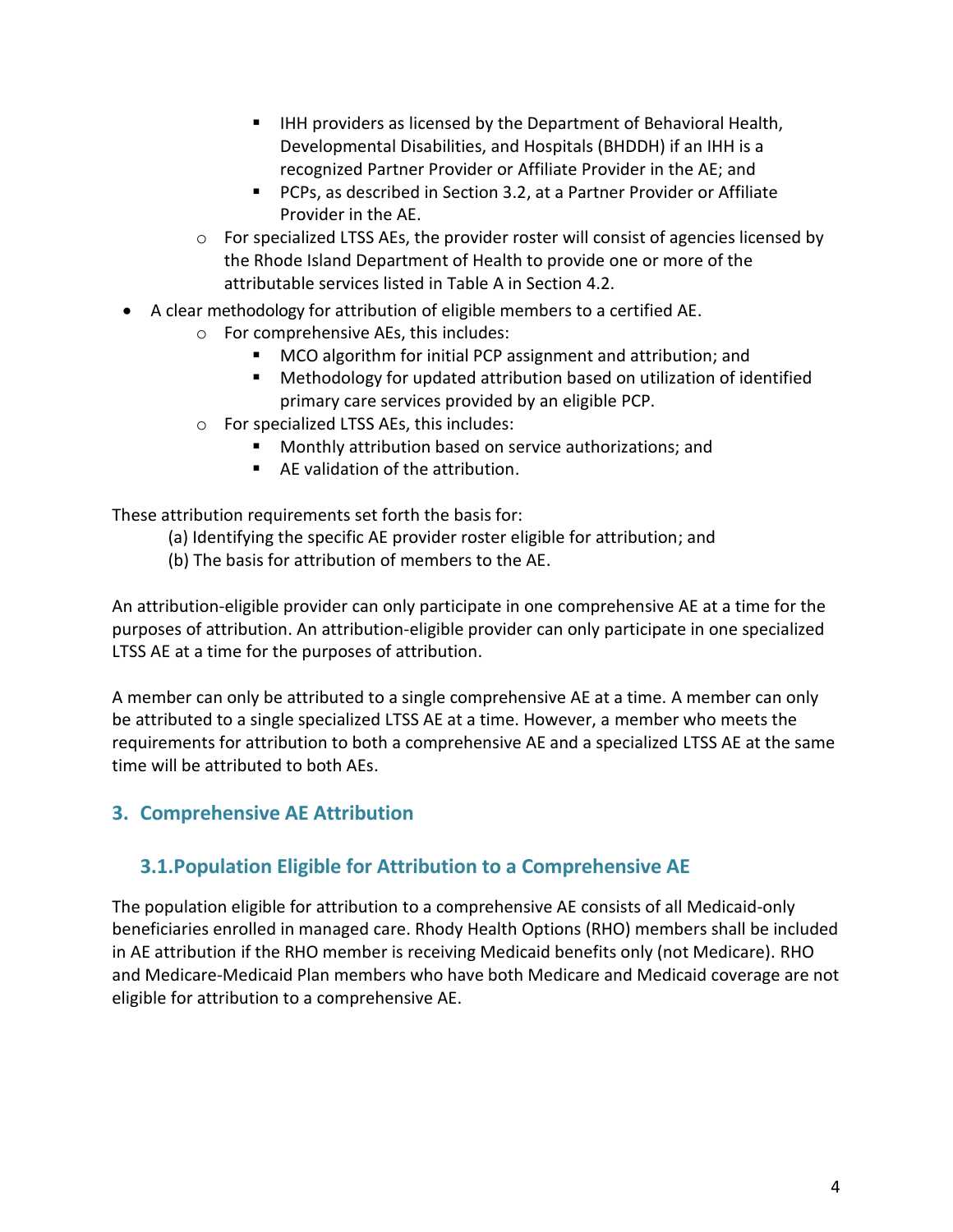- IHH providers as licensed by the Department of Behavioral Health, Developmental Disabilities, and Hospitals (BHDDH) if an IHH is a recognized Partner Provider or Affiliate Provider in the AE; and
        - PCPs, as described in Section 3.2, at a Partner Provider or Affiliate Provider in the AE.
    - For specialized LTSS AEs, the provider roster will consist of agencies licensed by the Rhode Island Department of Health to provide one or more of the attributable services listed in Table A in Section 4.2.
- A clear methodology for attribution of eligible members to a certified AE.
    - For comprehensive AEs, this includes:
        - MCO algorithm for initial PCP assignment and attribution; and
        - Methodology for updated attribution based on utilization of identified primary care services provided by an eligible PCP.
    - For specialized LTSS AEs, this includes:
        - Monthly attribution based on service authorizations; and
        - AE validation of the attribution.

These attribution requirements set forth the basis for:

(a) Identifying the specific AE provider roster eligible for attribution; and
(b) The basis for attribution of members to the AE.

An attribution-eligible provider can only participate in one comprehensive AE at a time for the purposes of attribution. An attribution-eligible provider can only participate in one specialized LTSS AE at a time for the purposes of attribution.

A member can only be attributed to a single comprehensive AE at a time. A member can only be attributed to a single specialized LTSS AE at a time. However, a member who meets the requirements for attribution to both a comprehensive AE and a specialized LTSS AE at the same time will be attributed to both AEs.

## 3. Comprehensive AE Attribution

### 3.1. Population Eligible for Attribution to a Comprehensive AE

The population eligible for attribution to a comprehensive AE consists of all Medicaid-only beneficiaries enrolled in managed care. Rhody Health Options (RHO) members shall be included in AE attribution if the RHO member is receiving Medicaid benefits only (not Medicare). RHO and Medicare-Medicaid Plan members who have both Medicare and Medicaid coverage are not eligible for attribution to a comprehensive AE.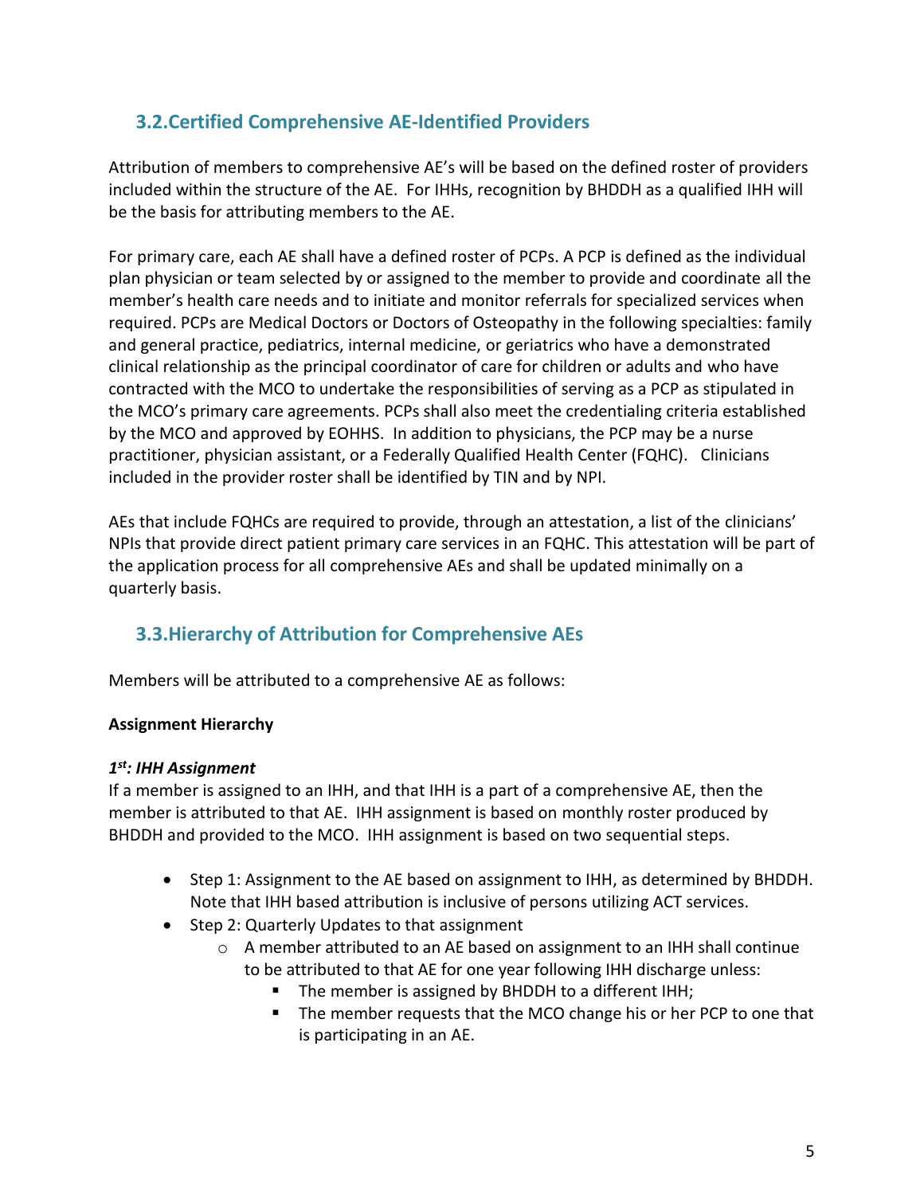## 3.2. Certified Comprehensive AE-Identified Providers

Attribution of members to comprehensive AE's will be based on the defined roster of providers included within the structure of the AE. For IHHs, recognition by BHDDH as a qualified IHH will be the basis for attributing members to the AE.

For primary care, each AE shall have a defined roster of PCPs. A PCP is defined as the individual plan physician or team selected by or assigned to the member to provide and coordinate all the member's health care needs and to initiate and monitor referrals for specialized services when required. PCPs are Medical Doctors or Doctors of Osteopathy in the following specialties: family and general practice, pediatrics, internal medicine, or geriatrics who have a demonstrated clinical relationship as the principal coordinator of care for children or adults and who have contracted with the MCO to undertake the responsibilities of serving as a PCP as stipulated in the MCO's primary care agreements. PCPs shall also meet the credentialing criteria established by the MCO and approved by EOHHS. In addition to physicians, the PCP may be a nurse practitioner, physician assistant, or a Federally Qualified Health Center (FQHC). Clinicians included in the provider roster shall be identified by TIN and by NPI.

AEs that include FQHCs are required to provide, through an attestation, a list of the clinicians' NPIs that provide direct patient primary care services in an FQHC. This attestation will be part of the application process for all comprehensive AEs and shall be updated minimally on a quarterly basis.

## 3.3. Hierarchy of Attribution for Comprehensive AEs

Members will be attributed to a comprehensive AE as follows:

**Assignment Hierarchy**

***1st: IHH Assignment***

If a member is assigned to an IHH, and that IHH is a part of a comprehensive AE, then the member is attributed to that AE. IHH assignment is based on monthly roster produced by BHDDH and provided to the MCO. IHH assignment is based on two sequential steps.

- Step 1: Assignment to the AE based on assignment to IHH, as determined by BHDDH. Note that IHH based attribution is inclusive of persons utilizing ACT services.
- Step 2: Quarterly Updates to that assignment
  - A member attributed to an AE based on assignment to an IHH shall continue to be attributed to that AE for one year following IHH discharge unless:
    - The member is assigned by BHDDH to a different IHH;
    - The member requests that the MCO change his or her PCP to one that is participating in an AE.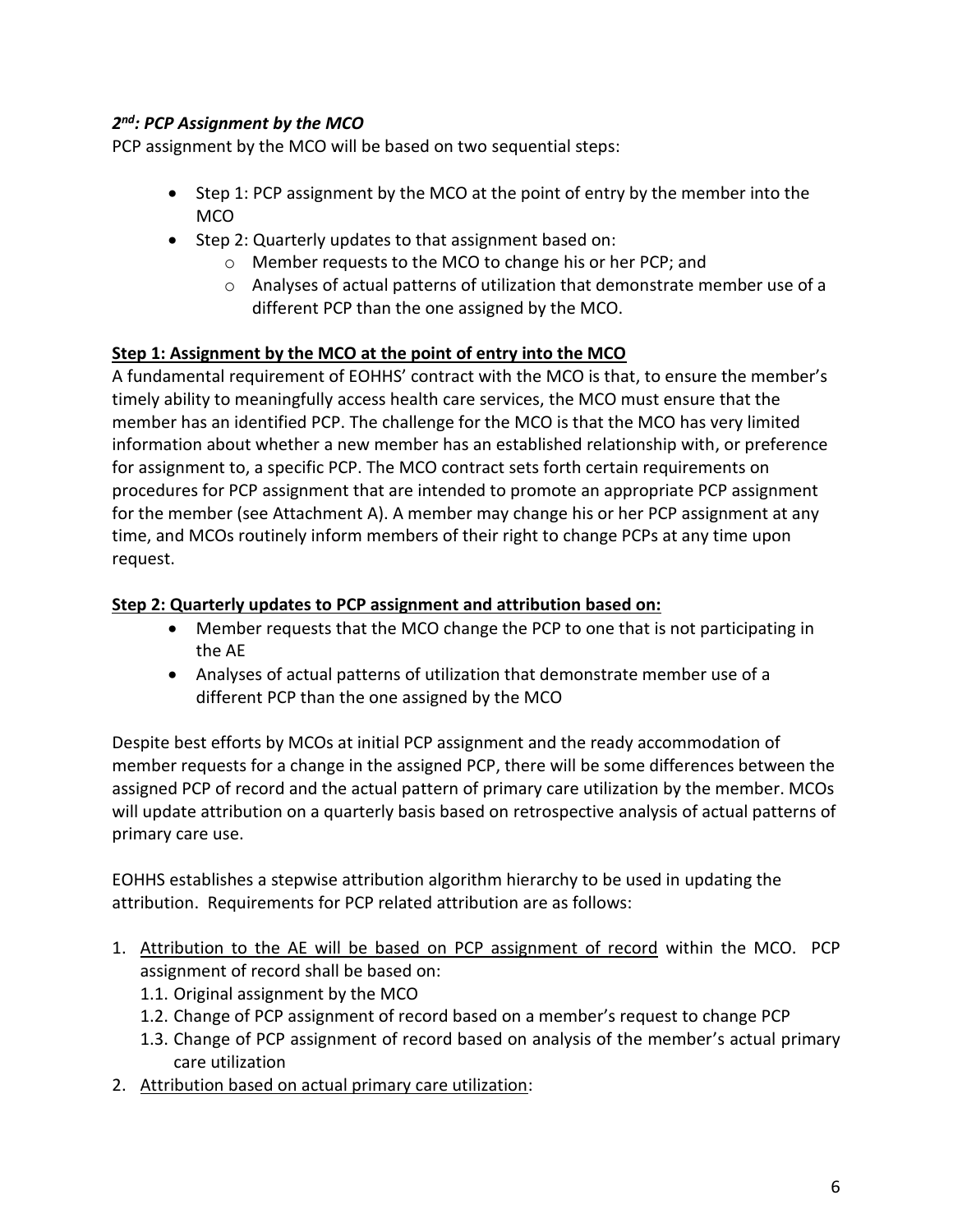***2nd: PCP Assignment by the MCO***

PCP assignment by the MCO will be based on two sequential steps:

- Step 1: PCP assignment by the MCO at the point of entry by the member into the MCO
- Step 2: Quarterly updates to that assignment based on:
  - Member requests to the MCO to change his or her PCP; and
  - Analyses of actual patterns of utilization that demonstrate member use of a different PCP than the one assigned by the MCO.

**Step 1: Assignment by the MCO at the point of entry into the MCO**

A fundamental requirement of EOHHS' contract with the MCO is that, to ensure the member's timely ability to meaningfully access health care services, the MCO must ensure that the member has an identified PCP. The challenge for the MCO is that the MCO has very limited information about whether a new member has an established relationship with, or preference for assignment to, a specific PCP. The MCO contract sets forth certain requirements on procedures for PCP assignment that are intended to promote an appropriate PCP assignment for the member (see Attachment A). A member may change his or her PCP assignment at any time, and MCOs routinely inform members of their right to change PCPs at any time upon request.

**Step 2: Quarterly updates to PCP assignment and attribution based on:**

- Member requests that the MCO change the PCP to one that is not participating in the AE
- Analyses of actual patterns of utilization that demonstrate member use of a different PCP than the one assigned by the MCO

Despite best efforts by MCOs at initial PCP assignment and the ready accommodation of member requests for a change in the assigned PCP, there will be some differences between the assigned PCP of record and the actual pattern of primary care utilization by the member. MCOs will update attribution on a quarterly basis based on retrospective analysis of actual patterns of primary care use.

EOHHS establishes a stepwise attribution algorithm hierarchy to be used in updating the attribution. Requirements for PCP related attribution are as follows:

1. Attribution to the AE will be based on PCP assignment of record within the MCO. PCP assignment of record shall be based on:
   1.1. Original assignment by the MCO
   1.2. Change of PCP assignment of record based on a member's request to change PCP
   1.3. Change of PCP assignment of record based on analysis of the member's actual primary care utilization
2. Attribution based on actual primary care utilization: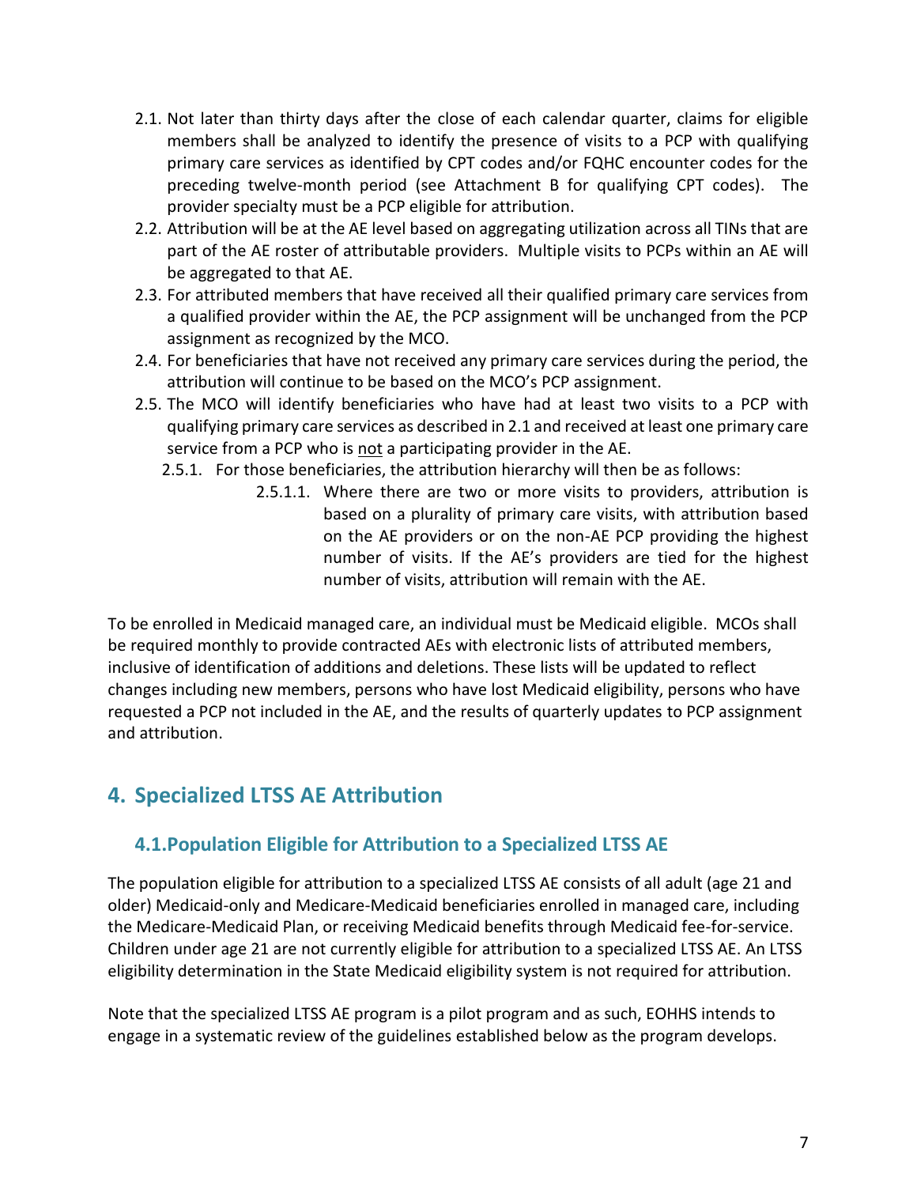2.1. Not later than thirty days after the close of each calendar quarter, claims for eligible members shall be analyzed to identify the presence of visits to a PCP with qualifying primary care services as identified by CPT codes and/or FQHC encounter codes for the preceding twelve-month period (see Attachment B for qualifying CPT codes). The provider specialty must be a PCP eligible for attribution.

2.2. Attribution will be at the AE level based on aggregating utilization across all TINs that are part of the AE roster of attributable providers. Multiple visits to PCPs within an AE will be aggregated to that AE.

2.3. For attributed members that have received all their qualified primary care services from a qualified provider within the AE, the PCP assignment will be unchanged from the PCP assignment as recognized by the MCO.

2.4. For beneficiaries that have not received any primary care services during the period, the attribution will continue to be based on the MCO's PCP assignment.

2.5. The MCO will identify beneficiaries who have had at least two visits to a PCP with qualifying primary care services as described in 2.1 and received at least one primary care service from a PCP who is <u>not</u> a participating provider in the AE.

   2.5.1. For those beneficiaries, the attribution hierarchy will then be as follows:

      2.5.1.1. Where there are two or more visits to providers, attribution is based on a plurality of primary care visits, with attribution based on the AE providers or on the non-AE PCP providing the highest number of visits. If the AE's providers are tied for the highest number of visits, attribution will remain with the AE.

To be enrolled in Medicaid managed care, an individual must be Medicaid eligible. MCOs shall be required monthly to provide contracted AEs with electronic lists of attributed members, inclusive of identification of additions and deletions. These lists will be updated to reflect changes including new members, persons who have lost Medicaid eligibility, persons who have requested a PCP not included in the AE, and the results of quarterly updates to PCP assignment and attribution.

## 4. Specialized LTSS AE Attribution

### 4.1. Population Eligible for Attribution to a Specialized LTSS AE

The population eligible for attribution to a specialized LTSS AE consists of all adult (age 21 and older) Medicaid-only and Medicare-Medicaid beneficiaries enrolled in managed care, including the Medicare-Medicaid Plan, or receiving Medicaid benefits through Medicaid fee-for-service. Children under age 21 are not currently eligible for attribution to a specialized LTSS AE. An LTSS eligibility determination in the State Medicaid eligibility system is not required for attribution.

Note that the specialized LTSS AE program is a pilot program and as such, EOHHS intends to engage in a systematic review of the guidelines established below as the program develops.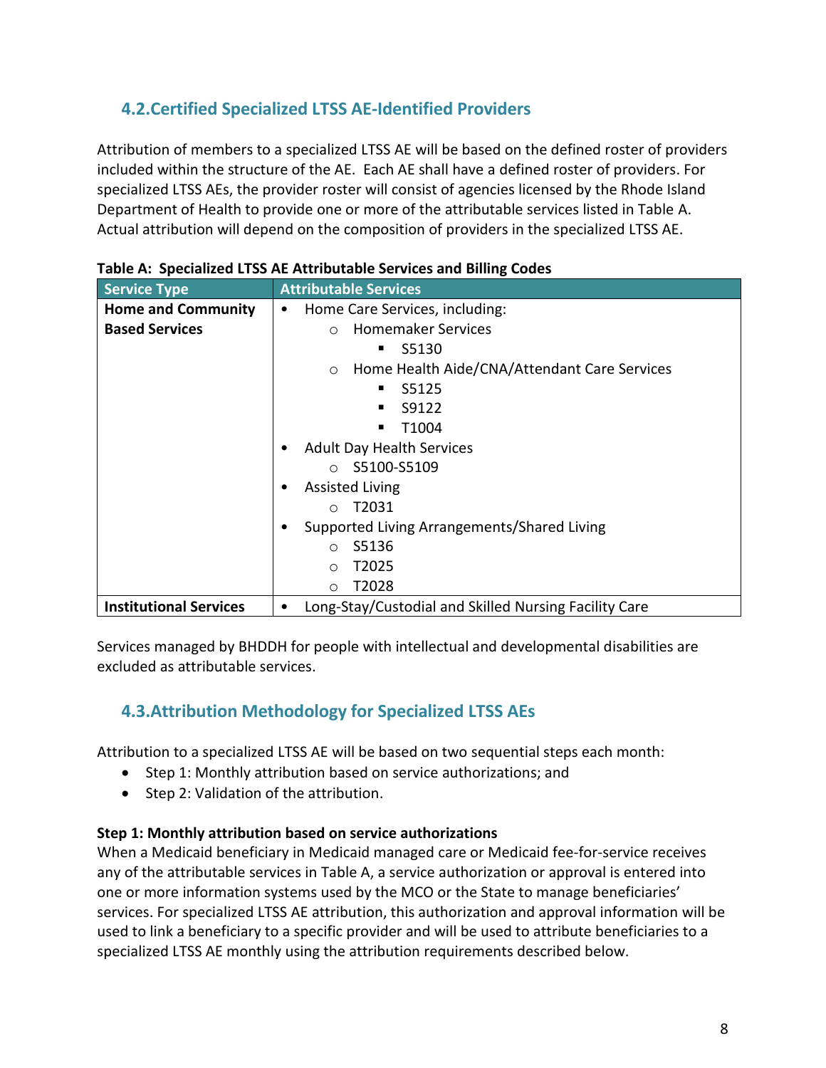## 4.2. Certified Specialized LTSS AE-Identified Providers

Attribution of members to a specialized LTSS AE will be based on the defined roster of providers included within the structure of the AE. Each AE shall have a defined roster of providers. For specialized LTSS AEs, the provider roster will consist of agencies licensed by the Rhode Island Department of Health to provide one or more of the attributable services listed in Table A. Actual attribution will depend on the composition of providers in the specialized LTSS AE.

**Table A: Specialized LTSS AE Attributable Services and Billing Codes**

| Service Type | Attributable Services |
|---|---|
| **Home and Community Based Services** | • Home Care Services, including:<br>  ○ Homemaker Services<br>    ▪ S5130<br>  ○ Home Health Aide/CNA/Attendant Care Services<br>    ▪ S5125<br>    ▪ S9122<br>    ▪ T1004<br>• Adult Day Health Services<br>  ○ S5100-S5109<br>• Assisted Living<br>  ○ T2031<br>• Supported Living Arrangements/Shared Living<br>  ○ S5136<br>  ○ T2025<br>  ○ T2028 |
| **Institutional Services** | • Long-Stay/Custodial and Skilled Nursing Facility Care |

Services managed by BHDDH for people with intellectual and developmental disabilities are excluded as attributable services.

## 4.3. Attribution Methodology for Specialized LTSS AEs

Attribution to a specialized LTSS AE will be based on two sequential steps each month:

- Step 1: Monthly attribution based on service authorizations; and
- Step 2: Validation of the attribution.

**Step 1: Monthly attribution based on service authorizations**

When a Medicaid beneficiary in Medicaid managed care or Medicaid fee-for-service receives any of the attributable services in Table A, a service authorization or approval is entered into one or more information systems used by the MCO or the State to manage beneficiaries' services. For specialized LTSS AE attribution, this authorization and approval information will be used to link a beneficiary to a specific provider and will be used to attribute beneficiaries to a specialized LTSS AE monthly using the attribution requirements described below.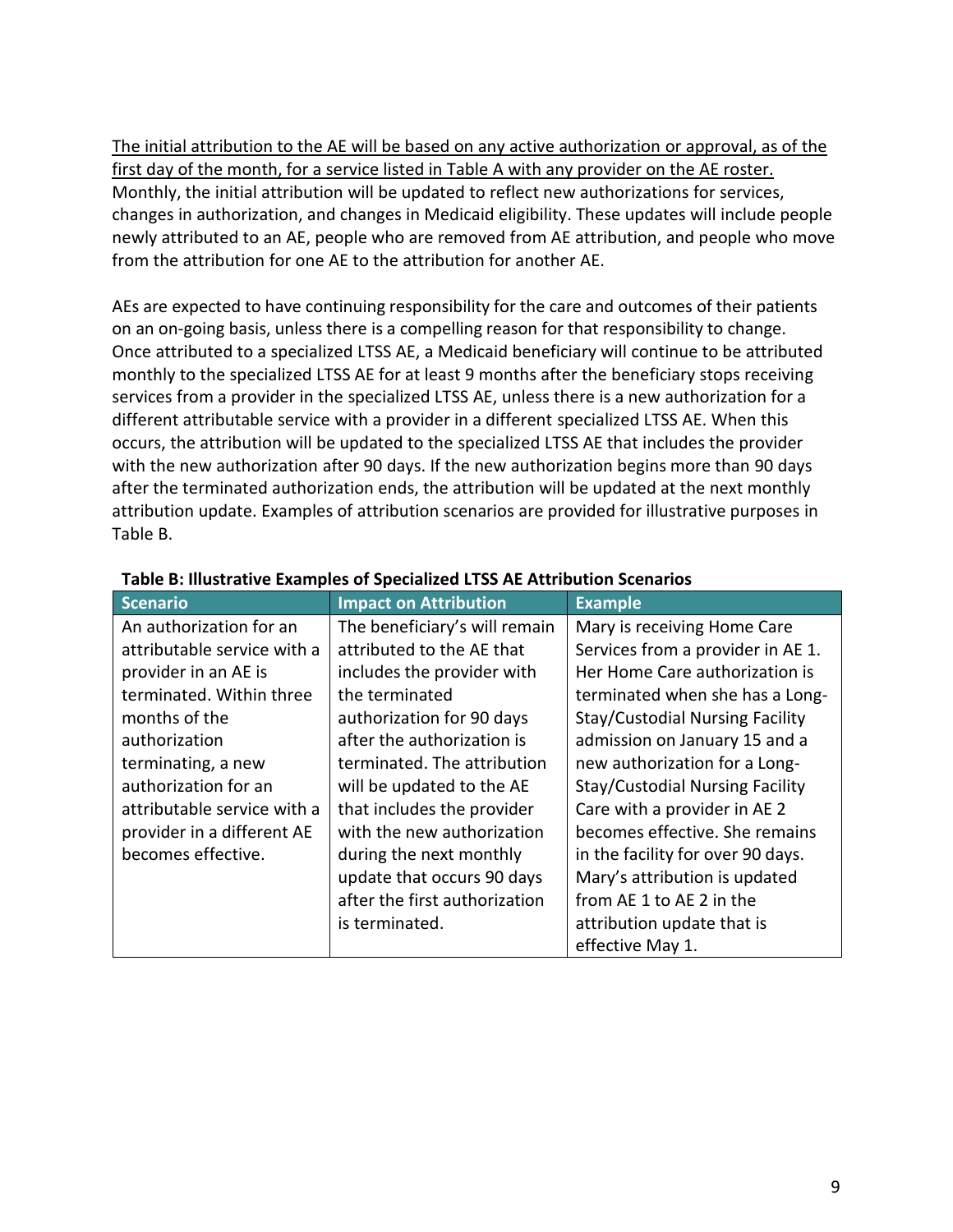<u>The initial attribution to the AE will be based on any active authorization or approval, as of the first day of the month, for a service listed in Table A with any provider on the AE roster.</u> Monthly, the initial attribution will be updated to reflect new authorizations for services, changes in authorization, and changes in Medicaid eligibility. These updates will include people newly attributed to an AE, people who are removed from AE attribution, and people who move from the attribution for one AE to the attribution for another AE.

AEs are expected to have continuing responsibility for the care and outcomes of their patients on an on-going basis, unless there is a compelling reason for that responsibility to change. Once attributed to a specialized LTSS AE, a Medicaid beneficiary will continue to be attributed monthly to the specialized LTSS AE for at least 9 months after the beneficiary stops receiving services from a provider in the specialized LTSS AE, unless there is a new authorization for a different attributable service with a provider in a different specialized LTSS AE. When this occurs, the attribution will be updated to the specialized LTSS AE that includes the provider with the new authorization after 90 days. If the new authorization begins more than 90 days after the terminated authorization ends, the attribution will be updated at the next monthly attribution update. Examples of attribution scenarios are provided for illustrative purposes in Table B.

**Table B: Illustrative Examples of Specialized LTSS AE Attribution Scenarios**

| Scenario | Impact on Attribution | Example |
|---|---|---|
| An authorization for an attributable service with a provider in an AE is terminated. Within three months of the authorization terminating, a new authorization for an attributable service with a provider in a different AE becomes effective. | The beneficiary's will remain attributed to the AE that includes the provider with the terminated authorization for 90 days after the authorization is terminated. The attribution will be updated to the AE that includes the provider with the new authorization during the next monthly update that occurs 90 days after the first authorization is terminated. | Mary is receiving Home Care Services from a provider in AE 1. Her Home Care authorization is terminated when she has a Long-Stay/Custodial Nursing Facility admission on January 15 and a new authorization for a Long-Stay/Custodial Nursing Facility Care with a provider in AE 2 becomes effective. She remains in the facility for over 90 days. Mary's attribution is updated from AE 1 to AE 2 in the attribution update that is effective May 1. |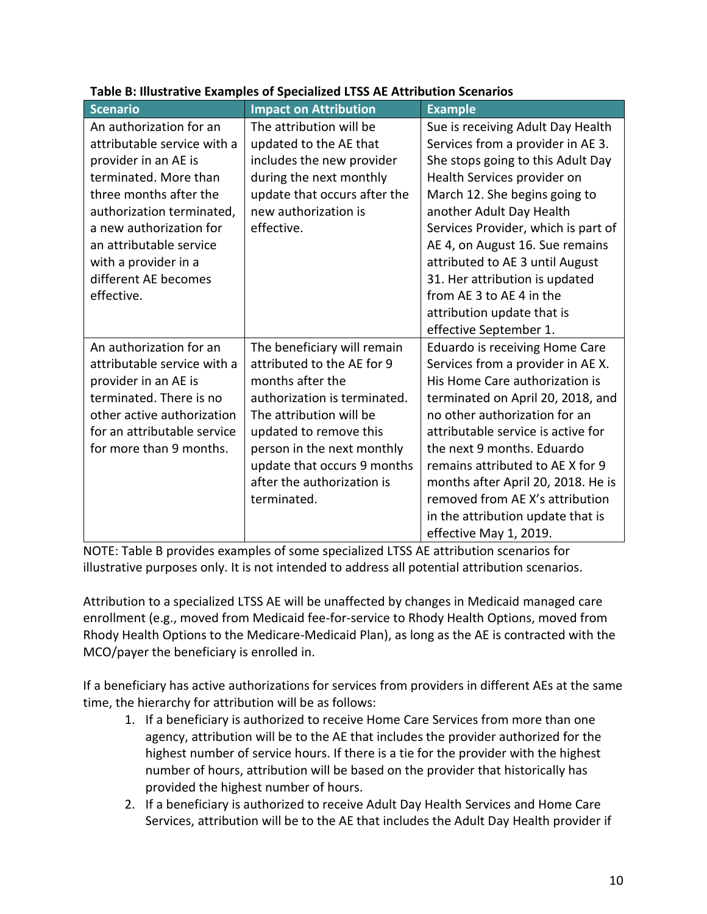**Table B: Illustrative Examples of Specialized LTSS AE Attribution Scenarios**

| Scenario | Impact on Attribution | Example |
|---|---|---|
| An authorization for an attributable service with a provider in an AE is terminated. More than three months after the authorization terminated, a new authorization for an attributable service with a provider in a different AE becomes effective. | The attribution will be updated to the AE that includes the new provider during the next monthly update that occurs after the new authorization is effective. | Sue is receiving Adult Day Health Services from a provider in AE 3. She stops going to this Adult Day Health Services provider on March 12. She begins going to another Adult Day Health Services Provider, which is part of AE 4, on August 16. Sue remains attributed to AE 3 until August 31. Her attribution is updated from AE 3 to AE 4 in the attribution update that is effective September 1. |
| An authorization for an attributable service with a provider in an AE is terminated. There is no other active authorization for an attributable service for more than 9 months. | The beneficiary will remain attributed to the AE for 9 months after the authorization is terminated. The attribution will be updated to remove this person in the next monthly update that occurs 9 months after the authorization is terminated. | Eduardo is receiving Home Care Services from a provider in AE X. His Home Care authorization is terminated on April 20, 2018, and no other authorization for an attributable service is active for the next 9 months. Eduardo remains attributed to AE X for 9 months after April 20, 2018. He is removed from AE X's attribution in the attribution update that is effective May 1, 2019. |

NOTE: Table B provides examples of some specialized LTSS AE attribution scenarios for illustrative purposes only. It is not intended to address all potential attribution scenarios.

Attribution to a specialized LTSS AE will be unaffected by changes in Medicaid managed care enrollment (e.g., moved from Medicaid fee-for-service to Rhody Health Options, moved from Rhody Health Options to the Medicare-Medicaid Plan), as long as the AE is contracted with the MCO/payer the beneficiary is enrolled in.

If a beneficiary has active authorizations for services from providers in different AEs at the same time, the hierarchy for attribution will be as follows:

1. If a beneficiary is authorized to receive Home Care Services from more than one agency, attribution will be to the AE that includes the provider authorized for the highest number of service hours. If there is a tie for the provider with the highest number of hours, attribution will be based on the provider that historically has provided the highest number of hours.
2. If a beneficiary is authorized to receive Adult Day Health Services and Home Care Services, attribution will be to the AE that includes the Adult Day Health provider if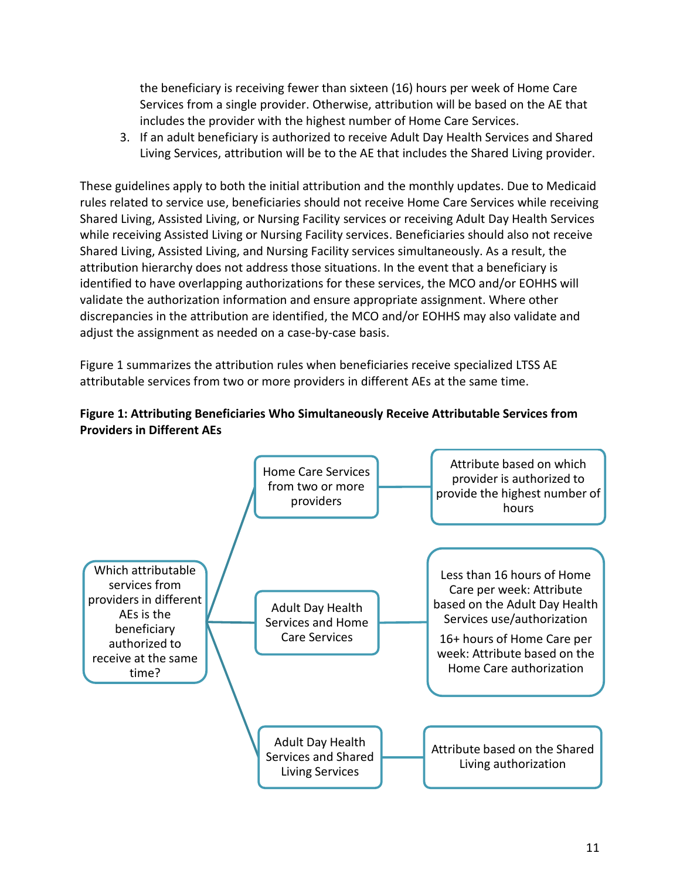the beneficiary is receiving fewer than sixteen (16) hours per week of Home Care Services from a single provider. Otherwise, attribution will be based on the AE that includes the provider with the highest number of Home Care Services.

3. If an adult beneficiary is authorized to receive Adult Day Health Services and Shared Living Services, attribution will be to the AE that includes the Shared Living provider.

These guidelines apply to both the initial attribution and the monthly updates. Due to Medicaid rules related to service use, beneficiaries should not receive Home Care Services while receiving Shared Living, Assisted Living, or Nursing Facility services or receiving Adult Day Health Services while receiving Assisted Living or Nursing Facility services. Beneficiaries should also not receive Shared Living, Assisted Living, and Nursing Facility services simultaneously. As a result, the attribution hierarchy does not address those situations. In the event that a beneficiary is identified to have overlapping authorizations for these services, the MCO and/or EOHHS will validate the authorization information and ensure appropriate assignment. Where other discrepancies in the attribution are identified, the MCO and/or EOHHS may also validate and adjust the assignment as needed on a case-by-case basis.

Figure 1 summarizes the attribution rules when beneficiaries receive specialized LTSS AE attributable services from two or more providers in different AEs at the same time.

**Figure 1: Attributing Beneficiaries Who Simultaneously Receive Attributable Services from Providers in Different AEs**

Which attributable services from providers in different AEs is the beneficiary authorized to receive at the same time?

- Home Care Services from two or more providers → Attribute based on which provider is authorized to provide the highest number of hours
- Adult Day Health Services and Home Care Services → Less than 16 hours of Home Care per week: Attribute based on the Adult Day Health Services use/authorization; 16+ hours of Home Care per week: Attribute based on the Home Care authorization
- Adult Day Health Services and Shared Living Services → Attribute based on the Shared Living authorization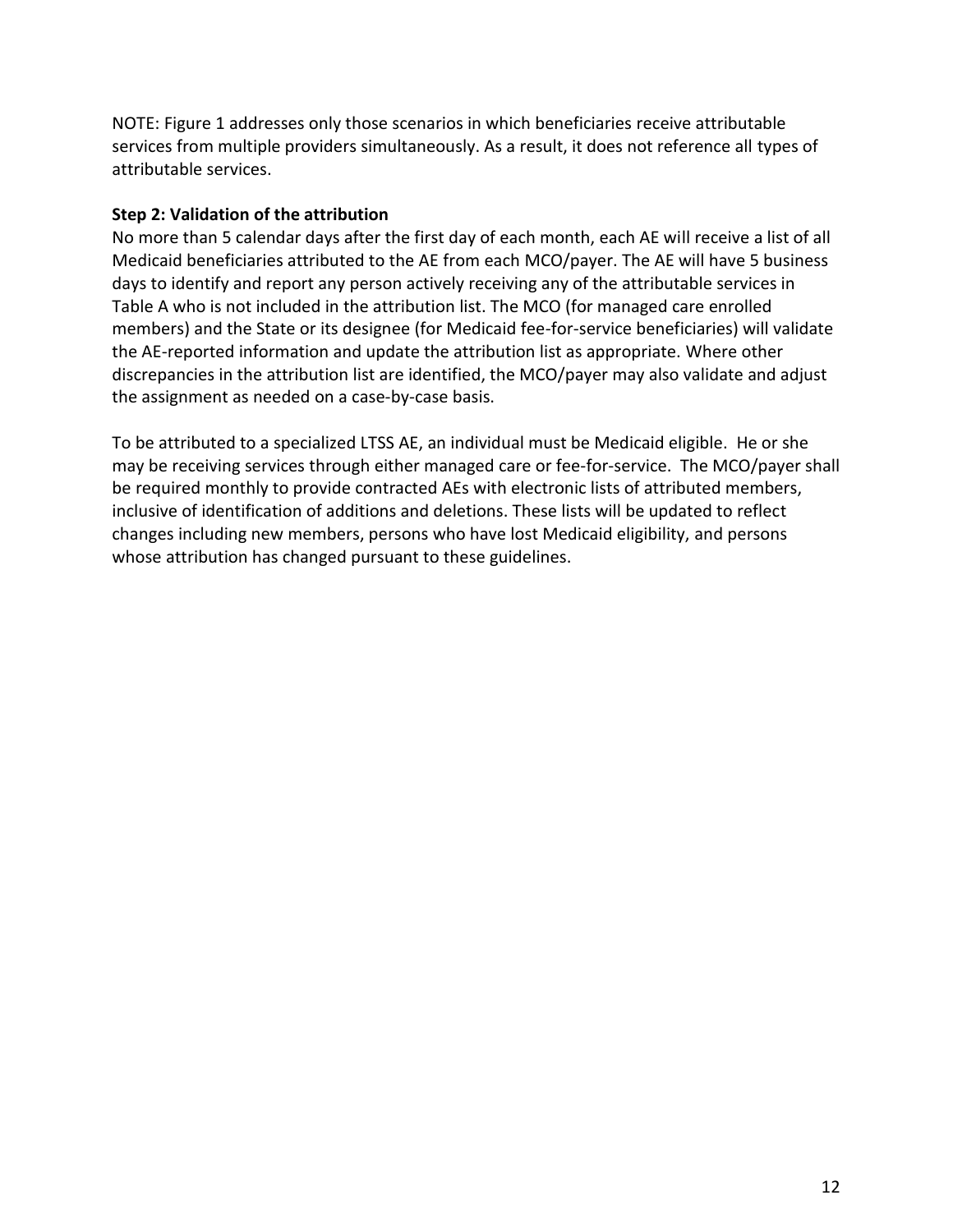NOTE: Figure 1 addresses only those scenarios in which beneficiaries receive attributable services from multiple providers simultaneously. As a result, it does not reference all types of attributable services.

**Step 2: Validation of the attribution**

No more than 5 calendar days after the first day of each month, each AE will receive a list of all Medicaid beneficiaries attributed to the AE from each MCO/payer. The AE will have 5 business days to identify and report any person actively receiving any of the attributable services in Table A who is not included in the attribution list. The MCO (for managed care enrolled members) and the State or its designee (for Medicaid fee-for-service beneficiaries) will validate the AE-reported information and update the attribution list as appropriate. Where other discrepancies in the attribution list are identified, the MCO/payer may also validate and adjust the assignment as needed on a case-by-case basis.

To be attributed to a specialized LTSS AE, an individual must be Medicaid eligible. He or she may be receiving services through either managed care or fee-for-service. The MCO/payer shall be required monthly to provide contracted AEs with electronic lists of attributed members, inclusive of identification of additions and deletions. These lists will be updated to reflect changes including new members, persons who have lost Medicaid eligibility, and persons whose attribution has changed pursuant to these guidelines.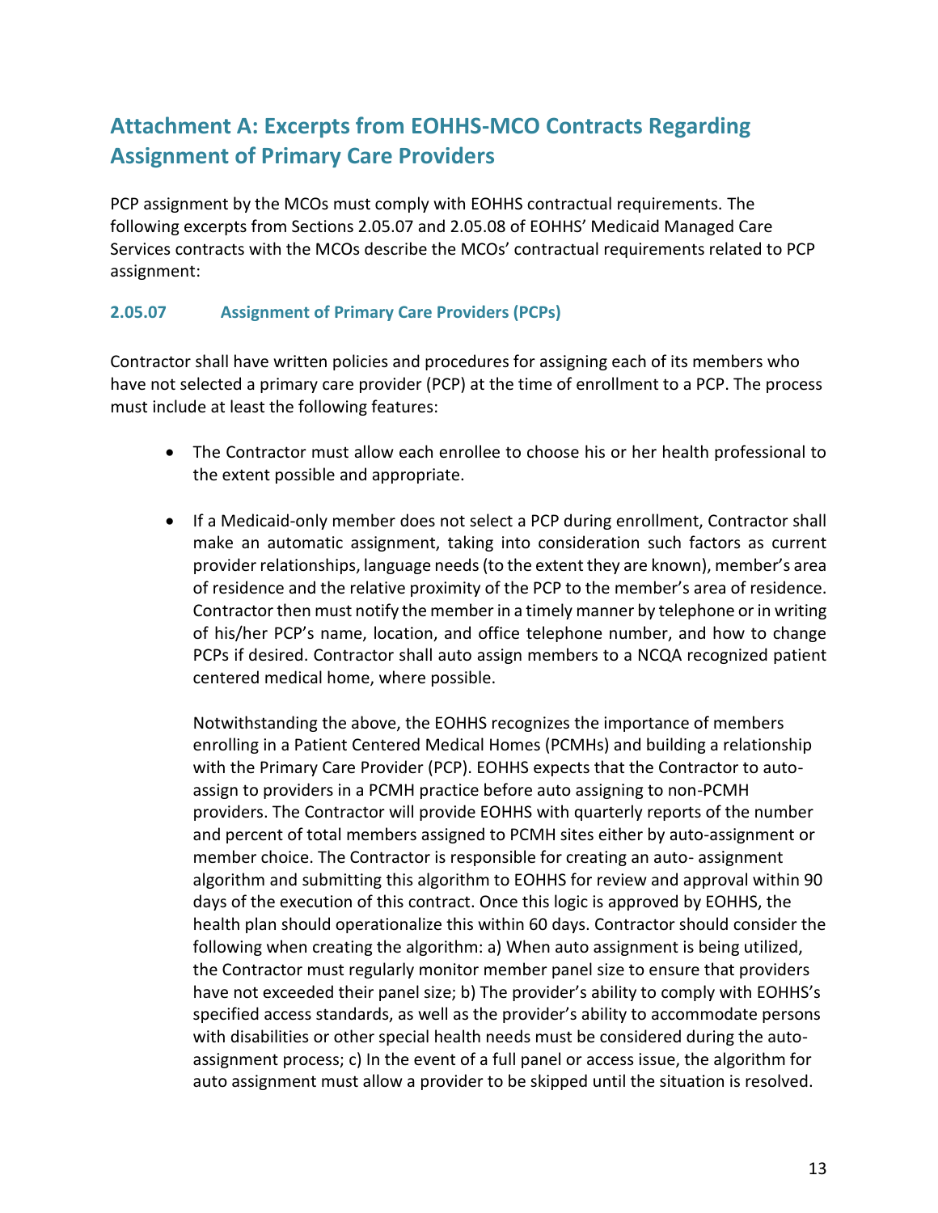## Attachment A: Excerpts from EOHHS-MCO Contracts Regarding Assignment of Primary Care Providers

PCP assignment by the MCOs must comply with EOHHS contractual requirements. The following excerpts from Sections 2.05.07 and 2.05.08 of EOHHS' Medicaid Managed Care Services contracts with the MCOs describe the MCOs' contractual requirements related to PCP assignment:

### 2.05.07 Assignment of Primary Care Providers (PCPs)

Contractor shall have written policies and procedures for assigning each of its members who have not selected a primary care provider (PCP) at the time of enrollment to a PCP. The process must include at least the following features:

- The Contractor must allow each enrollee to choose his or her health professional to the extent possible and appropriate.

- If a Medicaid-only member does not select a PCP during enrollment, Contractor shall make an automatic assignment, taking into consideration such factors as current provider relationships, language needs (to the extent they are known), member's area of residence and the relative proximity of the PCP to the member's area of residence. Contractor then must notify the member in a timely manner by telephone or in writing of his/her PCP's name, location, and office telephone number, and how to change PCPs if desired. Contractor shall auto assign members to a NCQA recognized patient centered medical home, where possible.

  Notwithstanding the above, the EOHHS recognizes the importance of members enrolling in a Patient Centered Medical Homes (PCMHs) and building a relationship with the Primary Care Provider (PCP). EOHHS expects that the Contractor to auto-assign to providers in a PCMH practice before auto assigning to non-PCMH providers. The Contractor will provide EOHHS with quarterly reports of the number and percent of total members assigned to PCMH sites either by auto-assignment or member choice. The Contractor is responsible for creating an auto- assignment algorithm and submitting this algorithm to EOHHS for review and approval within 90 days of the execution of this contract. Once this logic is approved by EOHHS, the health plan should operationalize this within 60 days. Contractor should consider the following when creating the algorithm: a) When auto assignment is being utilized, the Contractor must regularly monitor member panel size to ensure that providers have not exceeded their panel size; b) The provider's ability to comply with EOHHS's specified access standards, as well as the provider's ability to accommodate persons with disabilities or other special health needs must be considered during the auto-assignment process; c) In the event of a full panel or access issue, the algorithm for auto assignment must allow a provider to be skipped until the situation is resolved.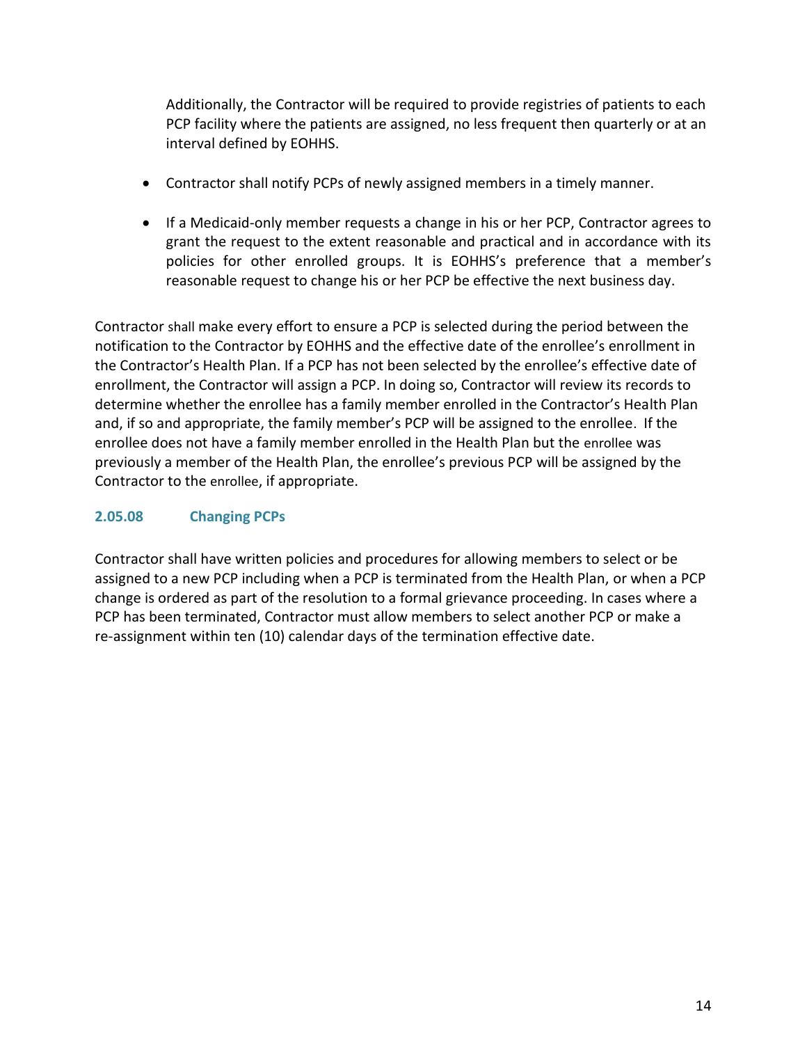Additionally, the Contractor will be required to provide registries of patients to each PCP facility where the patients are assigned, no less frequent then quarterly or at an interval defined by EOHHS.

- Contractor shall notify PCPs of newly assigned members in a timely manner.
- If a Medicaid-only member requests a change in his or her PCP, Contractor agrees to grant the request to the extent reasonable and practical and in accordance with its policies for other enrolled groups. It is EOHHS's preference that a member's reasonable request to change his or her PCP be effective the next business day.

Contractor shall make every effort to ensure a PCP is selected during the period between the notification to the Contractor by EOHHS and the effective date of the enrollee's enrollment in the Contractor's Health Plan. If a PCP has not been selected by the enrollee's effective date of enrollment, the Contractor will assign a PCP. In doing so, Contractor will review its records to determine whether the enrollee has a family member enrolled in the Contractor's Health Plan and, if so and appropriate, the family member's PCP will be assigned to the enrollee. If the enrollee does not have a family member enrolled in the Health Plan but the enrollee was previously a member of the Health Plan, the enrollee's previous PCP will be assigned by the Contractor to the enrollee, if appropriate.

### 2.05.08 Changing PCPs

Contractor shall have written policies and procedures for allowing members to select or be assigned to a new PCP including when a PCP is terminated from the Health Plan, or when a PCP change is ordered as part of the resolution to a formal grievance proceeding. In cases where a PCP has been terminated, Contractor must allow members to select another PCP or make a re-assignment within ten (10) calendar days of the termination effective date.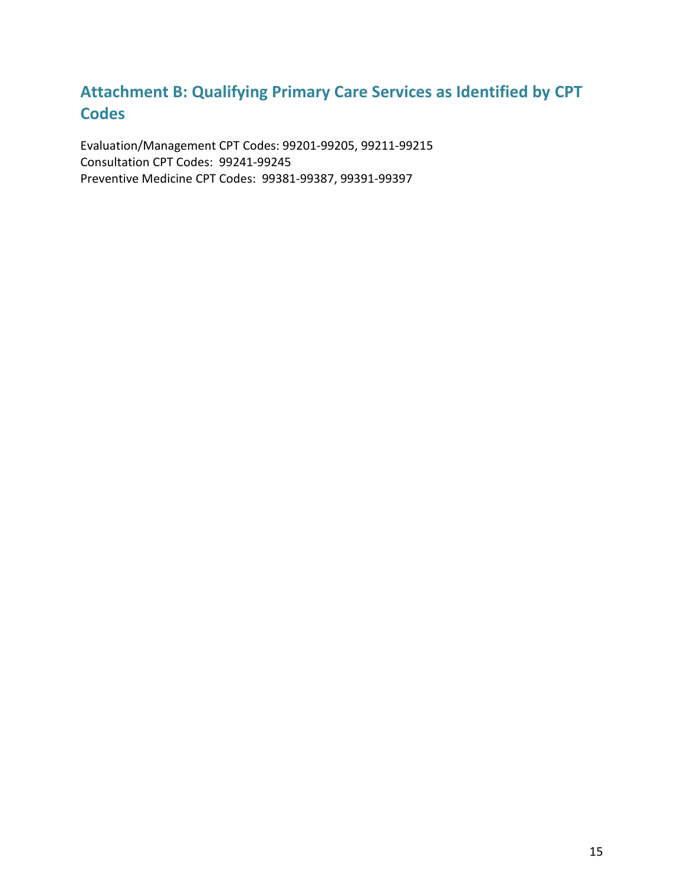## Attachment B: Qualifying Primary Care Services as Identified by CPT Codes

Evaluation/Management CPT Codes: 99201-99205, 99211-99215
Consultation CPT Codes: 99241-99245
Preventive Medicine CPT Codes: 99381-99387, 99391-99397